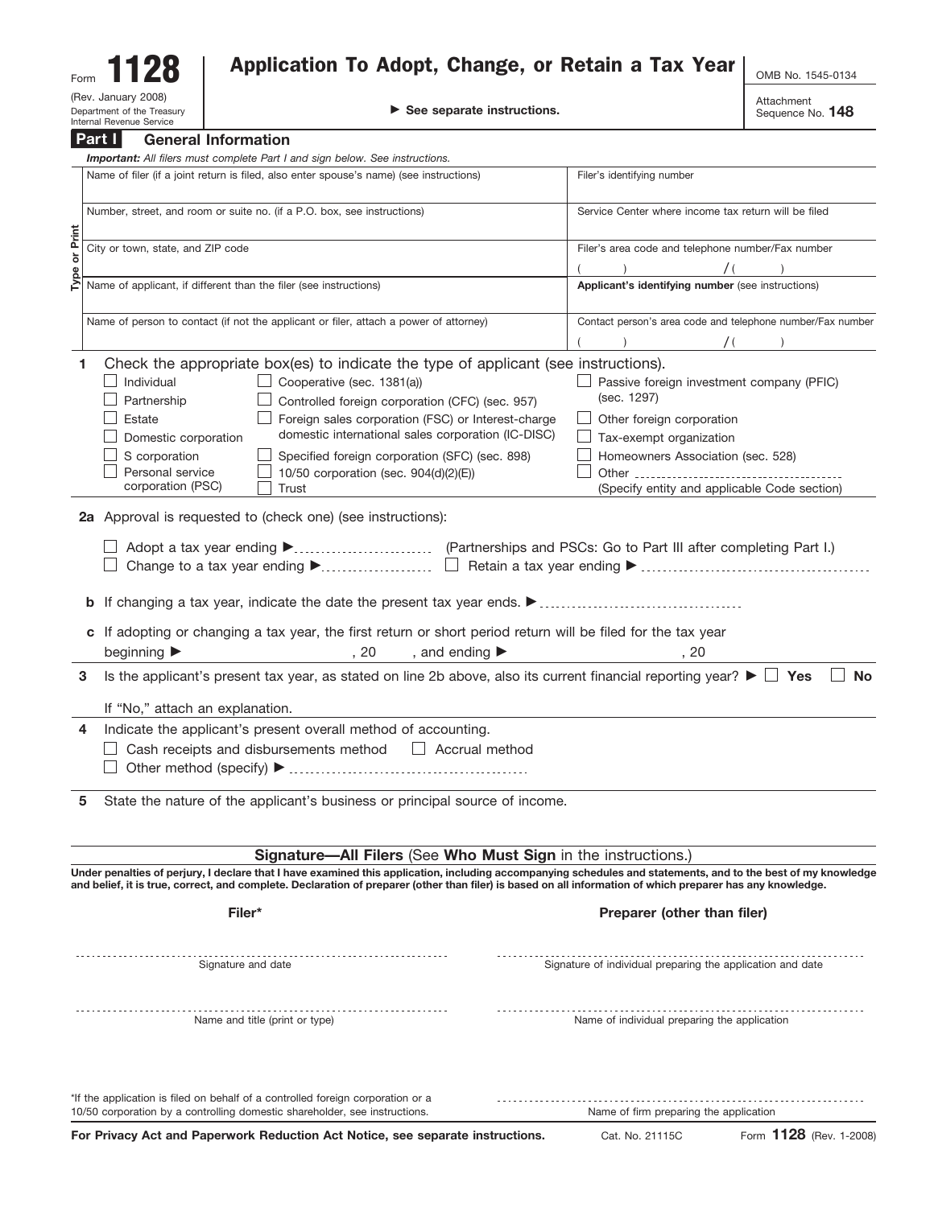Form **1128** (Rev. January 2008) Department of the Treasury Internal Revenue Service

# Application To Adopt, Change, or Retain a Tax Year

▶ See separate instructions.

OMB No. 1545-0134

Attachment Sequence No. **148**

## Part I General Information

***Important:*** *All filers must complete Part I and sign below. See instructions.*

Type or Print

| | |
|---|---|
| Name of filer (if a joint return is filed, also enter spouse's name) (see instructions) | Filer's identifying number |
| Number, street, and room or suite no. (if a P.O. box, see instructions) | Service Center where income tax return will be filed |
| City or town, state, and ZIP code | Filer's area code and telephone number/Fax number ( ) / ( ) |
| Name of applicant, if different than the filer (see instructions) | **Applicant's identifying number** (see instructions) |
| Name of person to contact (if not the applicant or filer, attach a power of attorney) | Contact person's area code and telephone number/Fax number ( ) / ( ) |

**1** Check the appropriate box(es) to indicate the type of applicant (see instructions).

- ☐ Individual
- ☐ Partnership
- ☐ Estate
- ☐ Domestic corporation
- ☐ S corporation
- ☐ Personal service corporation (PSC)
- ☐ Cooperative (sec. 1381(a))
- ☐ Controlled foreign corporation (CFC) (sec. 957)
- ☐ Foreign sales corporation (FSC) or Interest-charge domestic international sales corporation (IC-DISC)
- ☐ Specified foreign corporation (SFC) (sec. 898)
- ☐ 10/50 corporation (sec. 904(d)(2)(E))
- ☐ Trust
- ☐ Passive foreign investment company (PFIC) (sec. 1297)
- ☐ Other foreign corporation
- ☐ Tax-exempt organization
- ☐ Homeowners Association (sec. 528)
- ☐ Other ............................ (Specify entity and applicable Code section)

**2a** Approval is requested to (check one) (see instructions):

☐ Adopt a tax year ending ▶ ........................ (Partnerships and PSCs: Go to Part III after completing Part I.)

☐ Change to a tax year ending ▶ .................... ☐ Retain a tax year ending ▶ ....................................

**b** If changing a tax year, indicate the date the present tax year ends. ▶ ....................................

**c** If adopting or changing a tax year, the first return or short period return will be filed for the tax year beginning ▶ , 20 , and ending ▶ , 20

**3** Is the applicant's present tax year, as stated on line 2b above, also its current financial reporting year? ▶ ☐ **Yes** ☐ **No**

If "No," attach an explanation.

**4** Indicate the applicant's present overall method of accounting.

☐ Cash receipts and disbursements method ☐ Accrual method

☐ Other method (specify) ▶ ........................................

**5** State the nature of the applicant's business or principal source of income.

### Signature—All Filers (See Who Must Sign in the instructions.)

**Under penalties of perjury, I declare that I have examined this application, including accompanying schedules and statements, and to the best of my knowledge and belief, it is true, correct, and complete. Declaration of preparer (other than filer) is based on all information of which preparer has any knowledge.**

| **Filer*** | **Preparer (other than filer)** |
|---|---|
| Signature and date | Signature of individual preparing the application and date |
| Name and title (print or type) | Name of individual preparing the application |
| | Name of firm preparing the application |

*If the application is filed on behalf of a controlled foreign corporation or a 10/50 corporation by a controlling domestic shareholder, see instructions.

**For Privacy Act and Paperwork Reduction Act Notice, see separate instructions.** Cat. No. 21115C Form **1128** (Rev. 1-2008)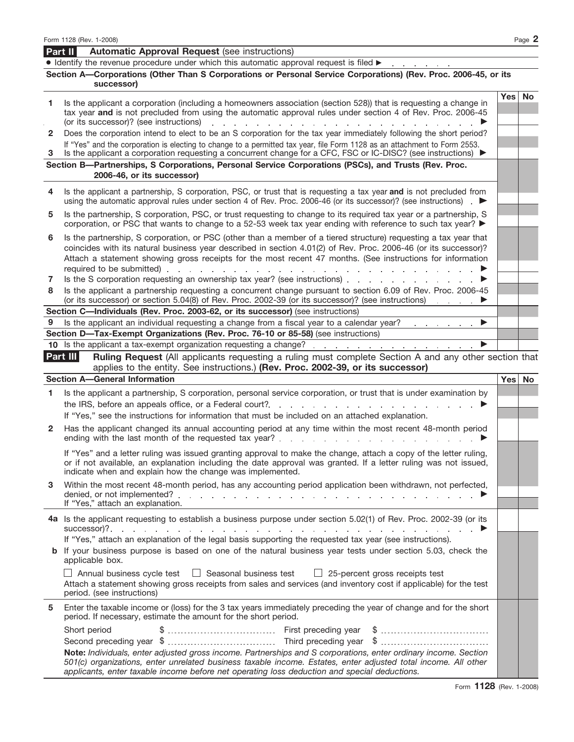## Part II Automatic Approval Request (see instructions)

• Identify the revenue procedure under which this automatic approval request is filed ▶

### Section A—Corporations (Other Than S Corporations or Personal Service Corporations) (Rev. Proc. 2006-45, or its successor)

| | | Yes | No |
|---|---|---|---|
| 1 | Is the applicant a corporation (including a homeowners association (section 528)) that is requesting a change in tax year **and** is not precluded from using the automatic approval rules under section 4 of Rev. Proc. 2006-45 (or its successor)? (see instructions) ▶ | | |
| 2 | Does the corporation intend to elect to be an S corporation for the tax year immediately following the short period? If "Yes" and the corporation is electing to change to a permitted tax year, file Form 1128 as an attachment to Form 2553. | | |
| 3 | Is the applicant a corporation requesting a concurrent change for a CFC, FSC or IC-DISC? (see instructions) ▶ | | |

### Section B—Partnerships, S Corporations, Personal Service Corporations (PSCs), and Trusts (Rev. Proc. 2006-46, or its successor)

| | | Yes | No |
|---|---|---|---|
| 4 | Is the applicant a partnership, S corporation, PSC, or trust that is requesting a tax year **and** is not precluded from using the automatic approval rules under section 4 of Rev. Proc. 2006-46 (or its successor)? (see instructions) ▶ | | |
| 5 | Is the partnership, S corporation, PSC, or trust requesting to change to its required tax year or a partnership, S corporation, or PSC that wants to change to a 52-53 week tax year ending with reference to such tax year? ▶ | | |
| 6 | Is the partnership, S corporation, or PSC (other than a member of a tiered structure) requesting a tax year that coincides with its natural business year described in section 4.01(2) of Rev. Proc. 2006-46 (or its successor)? Attach a statement showing gross receipts for the most recent 47 months. (See instructions for information required to be submitted) ▶ | | |
| 7 | Is the S corporation requesting an ownership tax year? (see instructions) ▶ | | |
| 8 | Is the applicant a partnership requesting a concurrent change pursuant to section 6.09 of Rev. Proc. 2006-45 (or its successor) or section 5.04(8) of Rev. Proc. 2002-39 (or its successor)? (see instructions) ▶ | | |

### Section C—Individuals (Rev. Proc. 2003-62, or its successor) (see instructions)

| | | Yes | No |
|---|---|---|---|
| 9 | Is the applicant an individual requesting a change from a fiscal year to a calendar year? ▶ | | |

### Section D—Tax-Exempt Organizations (Rev. Proc. 76-10 or 85-58) (see instructions)

| | | Yes | No |
|---|---|---|---|
| 10 | Is the applicant a tax-exempt organization requesting a change? ▶ | | |

## Part III Ruling Request (All applicants requesting a ruling must complete Section A and any other section that applies to the entity. See instructions.) (Rev. Proc. 2002-39, or its successor)

### Section A—General Information

| | | Yes | No |
|---|---|---|---|
| 1 | Is the applicant a partnership, S corporation, personal service corporation, or trust that is under examination by the IRS, before an appeals office, or a Federal court? ▶<br>If "Yes," see the instructions for information that must be included on an attached explanation. | | |
| 2 | Has the applicant changed its annual accounting period at any time within the most recent 48-month period ending with the last month of the requested tax year? ▶<br>If "Yes" and a letter ruling was issued granting approval to make the change, attach a copy of the letter ruling, or if not available, an explanation including the date approval was granted. If a letter ruling was not issued, indicate when and explain how the change was implemented. | | |
| 3 | Within the most recent 48-month period, has any accounting period application been withdrawn, not perfected, denied, or not implemented? ▶<br>If "Yes," attach an explanation. | | |
| 4a | Is the applicant requesting to establish a business purpose under section 5.02(1) of Rev. Proc. 2002-39 (or its successor)? ▶<br>If "Yes," attach an explanation of the legal basis supporting the requested tax year (see instructions). | | |
| b | If your business purpose is based on one of the natural business year tests under section 5.03, check the applicable box.<br>☐ Annual business cycle test ☐ Seasonal business test ☐ 25-percent gross receipts test<br>Attach a statement showing gross receipts from sales and services (and inventory cost if applicable) for the test period. (see instructions) | | |
| 5 | Enter the taxable income or (loss) for the 3 tax years immediately preceding the year of change and for the short period. If necessary, estimate the amount for the short period.<br>Short period $ .......... First preceding year $ ..........<br>Second preceding year $ .......... Third preceding year $ ..........<br>**Note:** *Individuals, enter adjusted gross income. Partnerships and S corporations, enter ordinary income. Section 501(c) organizations, enter unrelated business taxable income. Estates, enter adjusted total income. All other applicants, enter taxable income before net operating loss deduction and special deductions.* | | |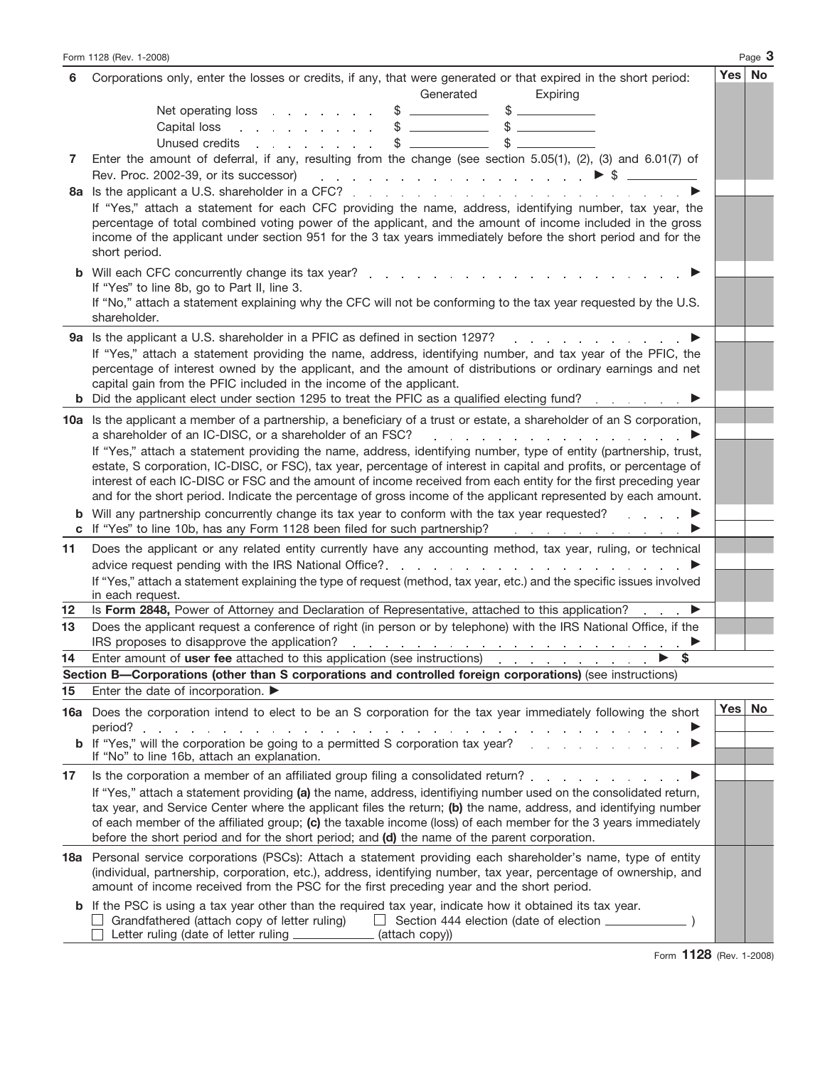| | | Yes | No |
|---|---|---|---|
| **6** | Corporations only, enter the losses or credits, if any, that were generated or that expired in the short period: | | |
| | Net operating loss . . . . . . . Generated $ ________ Expiring $ ________ | | |
| | Capital loss . . . . . . . . . Generated $ ________ Expiring $ ________ | | |
| | Unused credits . . . . . . . . Generated $ ________ Expiring $ ________ | | |
| **7** | Enter the amount of deferral, if any, resulting from the change (see section 5.05(1), (2), (3) and 6.01(7) of Rev. Proc. 2002-39, or its successor) . . . . ▶ $ ________ | | |
| **8a** | Is the applicant a U.S. shareholder in a CFC? . . . . . . . . ▶ | | |
| | If "Yes," attach a statement for each CFC providing the name, address, identifying number, tax year, the percentage of total combined voting power of the applicant, and the amount of income included in the gross income of the applicant under section 951 for the 3 tax years immediately before the short period and for the short period. | | |
| **b** | Will each CFC concurrently change its tax year? . . . . . . . . ▶ | | |
| | If "Yes" to line 8b, go to Part II, line 3. If "No," attach a statement explaining why the CFC will not be conforming to the tax year requested by the U.S. shareholder. | | |
| **9a** | Is the applicant a U.S. shareholder in a PFIC as defined in section 1297? . . . . ▶ | | |
| | If "Yes," attach a statement providing the name, address, identifying number, and tax year of the PFIC, the percentage of interest owned by the applicant, and the amount of distributions or ordinary earnings and net capital gain from the PFIC included in the income of the applicant. | | |
| **b** | Did the applicant elect under section 1295 to treat the PFIC as a qualified electing fund? . . . ▶ | | |
| **10a** | Is the applicant a member of a partnership, a beneficiary of a trust or estate, a shareholder of an S corporation, a shareholder of an IC-DISC, or a shareholder of an FSC? . . . . ▶ | | |
| | If "Yes," attach a statement providing the name, address, identifying number, type of entity (partnership, trust, estate, S corporation, IC-DISC, or FSC), tax year, percentage of interest in capital and profits, or percentage of interest of each IC-DISC or FSC and the amount of income received from each entity for the first preceding year and for the short period. Indicate the percentage of gross income of the applicant represented by each amount. | | |
| **b** | Will any partnership concurrently change its tax year to conform with the tax year requested? . . ▶ | | |
| **c** | If "Yes" to line 10b, has any Form 1128 been filed for such partnership? . . . . ▶ | | |
| **11** | Does the applicant or any related entity currently have any accounting method, tax year, ruling, or technical advice request pending with the IRS National Office? . . . . . . ▶ | | |
| | If "Yes," attach a statement explaining the type of request (method, tax year, etc.) and the specific issues involved in each request. | | |
| **12** | Is **Form 2848,** Power of Attorney and Declaration of Representative, attached to this application? . . ▶ | | |
| **13** | Does the applicant request a conference of right (in person or by telephone) with the IRS National Office, if the IRS proposes to disapprove the application? . . . . . . ▶ | | |
| **14** | Enter amount of **user fee** attached to this application (see instructions) . . . . ▶ $ | | |

**Section B—Corporations (other than S corporations and controlled foreign corporations)** (see instructions)

**15** Enter the date of incorporation. ▶

| | | Yes | No |
|---|---|---|---|
| **16a** | Does the corporation intend to elect to be an S corporation for the tax year immediately following the short period? . . . . . . . . ▶ | | |
| **b** | If "Yes," will the corporation be going to a permitted S corporation tax year? . . . . ▶ | | |
| | If "No" to line 16b, attach an explanation. | | |
| **17** | Is the corporation a member of an affiliated group filing a consolidated return? . . . . ▶ | | |
| | If "Yes," attach a statement providing **(a)** the name, address, identifiying number used on the consolidated return, tax year, and Service Center where the applicant files the return; **(b)** the name, address, and identifying number of each member of the affiliated group; **(c)** the taxable income (loss) of each member for the 3 years immediately before the short period and for the short period; and **(d)** the name of the parent corporation. | | |
| **18a** | Personal service corporations (PSCs): Attach a statement providing each shareholder's name, type of entity (individual, partnership, corporation, etc.), address, identifying number, tax year, percentage of ownership, and amount of income received from the PSC for the first preceding year and the short period. | | |
| **b** | If the PSC is using a tax year other than the required tax year, indicate how it obtained its tax year. | | |
| | ☐ Grandfathered (attach copy of letter ruling) ☐ Section 444 election (date of election ________ ) | | |
| | ☐ Letter ruling (date of letter ruling ________ (attach copy)) | | |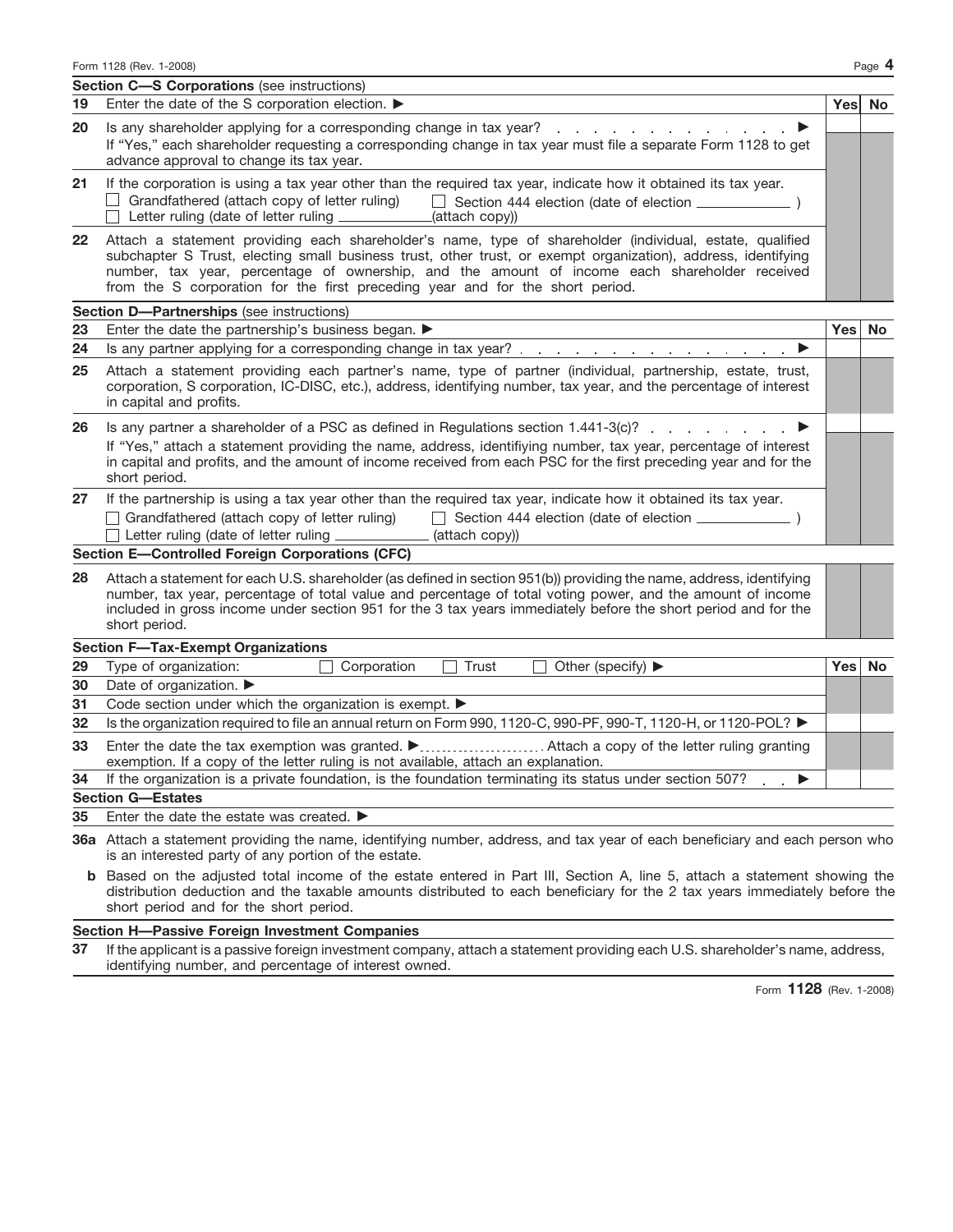### Section C—S Corporations (see instructions)

| | | Yes | No |
|---|---|---|---|
| **19** | Enter the date of the S corporation election. ▶ | | |
| **20** | Is any shareholder applying for a corresponding change in tax year? . . . . . . . . . . . . . . ▶<br>If "Yes," each shareholder requesting a corresponding change in tax year must file a separate Form 1128 to get advance approval to change its tax year. | | |
| **21** | If the corporation is using a tax year other than the required tax year, indicate how it obtained its tax year.<br>☐ Grandfathered (attach copy of letter ruling) ☐ Section 444 election (date of election ____________ )<br>☐ Letter ruling (date of letter ruling ____________(attach copy)) | | |
| **22** | Attach a statement providing each shareholder's name, type of shareholder (individual, estate, qualified subchapter S Trust, electing small business trust, other trust, or exempt organization), address, identifying number, tax year, percentage of ownership, and the amount of income each shareholder received from the S corporation for the first preceding year and for the short period. | | |

### Section D—Partnerships (see instructions)

| | | Yes | No |
|---|---|---|---|
| **23** | Enter the date the partnership's business began. ▶ | | |
| **24** | Is any partner applying for a corresponding change in tax year? . . . . . . . . . . . . . . . . . ▶ | | |
| **25** | Attach a statement providing each partner's name, type of partner (individual, partnership, estate, trust, corporation, S corporation, IC-DISC, etc.), address, identifying number, tax year, and the percentage of interest in capital and profits. | | |
| **26** | Is any partner a shareholder of a PSC as defined in Regulations section 1.441-3(c)? . . . . . . . . ▶<br>If "Yes," attach a statement providing the name, address, identifiying number, tax year, percentage of interest in capital and profits, and the amount of income received from each PSC for the first preceding year and for the short period. | | |
| **27** | If the partnership is using a tax year other than the required tax year, indicate how it obtained its tax year.<br>☐ Grandfathered (attach copy of letter ruling) ☐ Section 444 election (date of election ____________ )<br>☐ Letter ruling (date of letter ruling ____________ (attach copy)) | | |

### Section E—Controlled Foreign Corporations (CFC)

| | | | |
|---|---|---|---|
| **28** | Attach a statement for each U.S. shareholder (as defined in section 951(b)) providing the name, address, identifying number, tax year, percentage of total value and percentage of total voting power, and the amount of income included in gross income under section 951 for the 3 tax years immediately before the short period and for the short period. | | |

### Section F—Tax-Exempt Organizations

| | | Yes | No |
|---|---|---|---|
| **29** | Type of organization: ☐ Corporation ☐ Trust ☐ Other (specify) ▶ | | |
| **30** | Date of organization. ▶ | | |
| **31** | Code section under which the organization is exempt. ▶ | | |
| **32** | Is the organization required to file an annual return on Form 990, 1120-C, 990-PF, 990-T, 1120-H, or 1120-POL? ▶ | | |
| **33** | Enter the date the tax exemption was granted. ▶........................ Attach a copy of the letter ruling granting exemption. If a copy of the letter ruling is not available, attach an explanation. | | |
| **34** | If the organization is a private foundation, is the foundation terminating its status under section 507? . . ▶ | | |

### Section G—Estates

**35** Enter the date the estate was created. ▶

**36a** Attach a statement providing the name, identifying number, address, and tax year of each beneficiary and each person who is an interested party of any portion of the estate.

**b** Based on the adjusted total income of the estate entered in Part III, Section A, line 5, attach a statement showing the distribution deduction and the taxable amounts distributed to each beneficiary for the 2 tax years immediately before the short period and for the short period.

### Section H—Passive Foreign Investment Companies

**37** If the applicant is a passive foreign investment company, attach a statement providing each U.S. shareholder's name, address, identifying number, and percentage of interest owned.

Form **1128** (Rev. 1-2008)